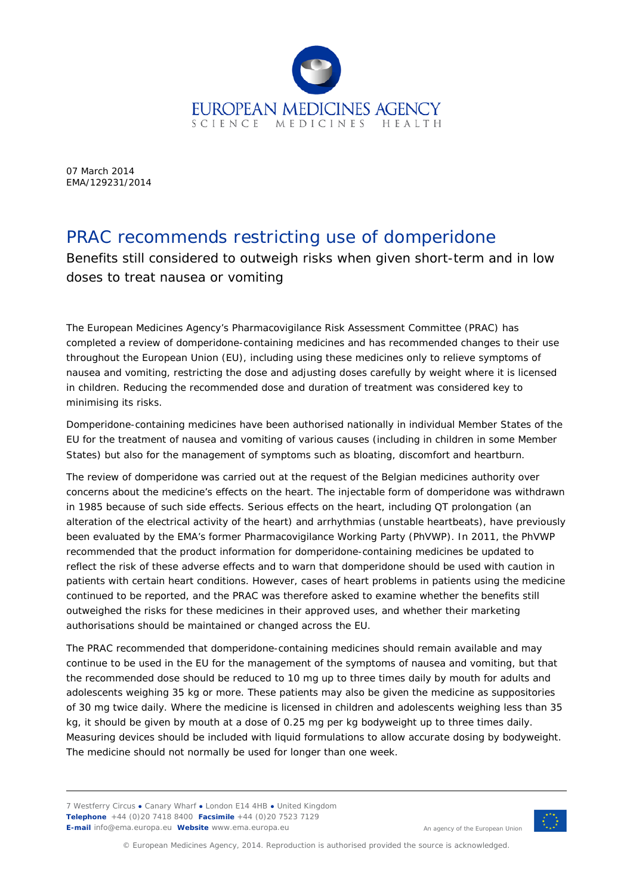07 March 2014
EMA/129231/2014

# PRAC recommends restricting use of domperidone

Benefits still considered to outweigh risks when given short-term and in low doses to treat nausea or vomiting

The European Medicines Agency's Pharmacovigilance Risk Assessment Committee (PRAC) has completed a review of domperidone-containing medicines and has recommended changes to their use throughout the European Union (EU), including using these medicines only to relieve symptoms of nausea and vomiting, restricting the dose and adjusting doses carefully by weight where it is licensed in children. Reducing the recommended dose and duration of treatment was considered key to minimising its risks.

Domperidone-containing medicines have been authorised nationally in individual Member States of the EU for the treatment of nausea and vomiting of various causes (including in children in some Member States) but also for the management of symptoms such as bloating, discomfort and heartburn.

The review of domperidone was carried out at the request of the Belgian medicines authority over concerns about the medicine's effects on the heart. The injectable form of domperidone was withdrawn in 1985 because of such side effects. Serious effects on the heart, including QT prolongation (an alteration of the electrical activity of the heart) and arrhythmias (unstable heartbeats), have previously been evaluated by the EMA's former Pharmacovigilance Working Party (PhVWP). In 2011, the PhVWP recommended that the product information for domperidone-containing medicines be updated to reflect the risk of these adverse effects and to warn that domperidone should be used with caution in patients with certain heart conditions. However, cases of heart problems in patients using the medicine continued to be reported, and the PRAC was therefore asked to examine whether the benefits still outweighed the risks for these medicines in their approved uses, and whether their marketing authorisations should be maintained or changed across the EU.

The PRAC recommended that domperidone-containing medicines should remain available and may continue to be used in the EU for the management of the symptoms of nausea and vomiting, but that the recommended dose should be reduced to 10 mg up to three times daily by mouth for adults and adolescents weighing 35 kg or more. These patients may also be given the medicine as suppositories of 30 mg twice daily. Where the medicine is licensed in children and adolescents weighing less than 35 kg, it should be given by mouth at a dose of 0.25 mg per kg bodyweight up to three times daily. Measuring devices should be included with liquid formulations to allow accurate dosing by bodyweight. The medicine should not normally be used for longer than one week.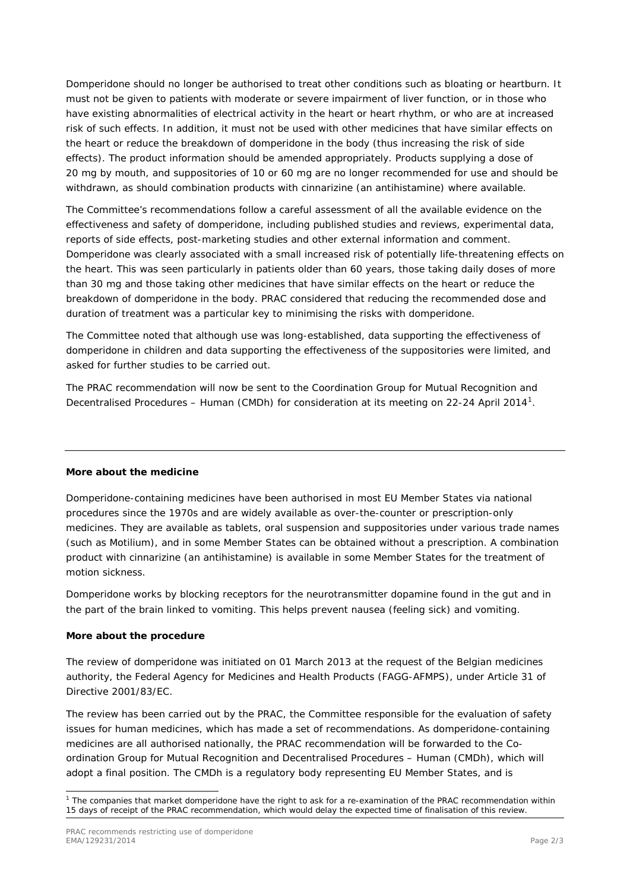Domperidone should no longer be authorised to treat other conditions such as bloating or heartburn. It must not be given to patients with moderate or severe impairment of liver function, or in those who have existing abnormalities of electrical activity in the heart or heart rhythm, or who are at increased risk of such effects. In addition, it must not be used with other medicines that have similar effects on the heart or reduce the breakdown of domperidone in the body (thus increasing the risk of side effects). The product information should be amended appropriately. Products supplying a dose of 20 mg by mouth, and suppositories of 10 or 60 mg are no longer recommended for use and should be withdrawn, as should combination products with cinnarizine (an antihistamine) where available.

The Committee's recommendations follow a careful assessment of all the available evidence on the effectiveness and safety of domperidone, including published studies and reviews, experimental data, reports of side effects, post-marketing studies and other external information and comment. Domperidone was clearly associated with a small increased risk of potentially life-threatening effects on the heart. This was seen particularly in patients older than 60 years, those taking daily doses of more than 30 mg and those taking other medicines that have similar effects on the heart or reduce the breakdown of domperidone in the body. PRAC considered that reducing the recommended dose and duration of treatment was a particular key to minimising the risks with domperidone.

The Committee noted that although use was long-established, data supporting the effectiveness of domperidone in children and data supporting the effectiveness of the suppositories were limited, and asked for further studies to be carried out.

The PRAC recommendation will now be sent to the Coordination Group for Mutual Recognition and Decentralised Procedures – Human (CMDh) for consideration at its meeting on 22-24 April 2014[1].

---

**More about the medicine**

Domperidone-containing medicines have been authorised in most EU Member States via national procedures since the 1970s and are widely available as over-the-counter or prescription-only medicines. They are available as tablets, oral suspension and suppositories under various trade names (such as Motilium), and in some Member States can be obtained without a prescription. A combination product with cinnarizine (an antihistamine) is available in some Member States for the treatment of motion sickness.

Domperidone works by blocking receptors for the neurotransmitter dopamine found in the gut and in the part of the brain linked to vomiting. This helps prevent nausea (feeling sick) and vomiting.

**More about the procedure**

The review of domperidone was initiated on 01 March 2013 at the request of the Belgian medicines authority, the Federal Agency for Medicines and Health Products (FAGG-AFMPS), under Article 31 of Directive 2001/83/EC.

The review has been carried out by the PRAC, the Committee responsible for the evaluation of safety issues for human medicines, which has made a set of recommendations. As domperidone-containing medicines are all authorised nationally, the PRAC recommendation will be forwarded to the Co-ordination Group for Mutual Recognition and Decentralised Procedures – Human (CMDh), which will adopt a final position. The CMDh is a regulatory body representing EU Member States, and is

[1] The companies that market domperidone have the right to ask for a re-examination of the PRAC recommendation within 15 days of receipt of the PRAC recommendation, which would delay the expected time of finalisation of this review.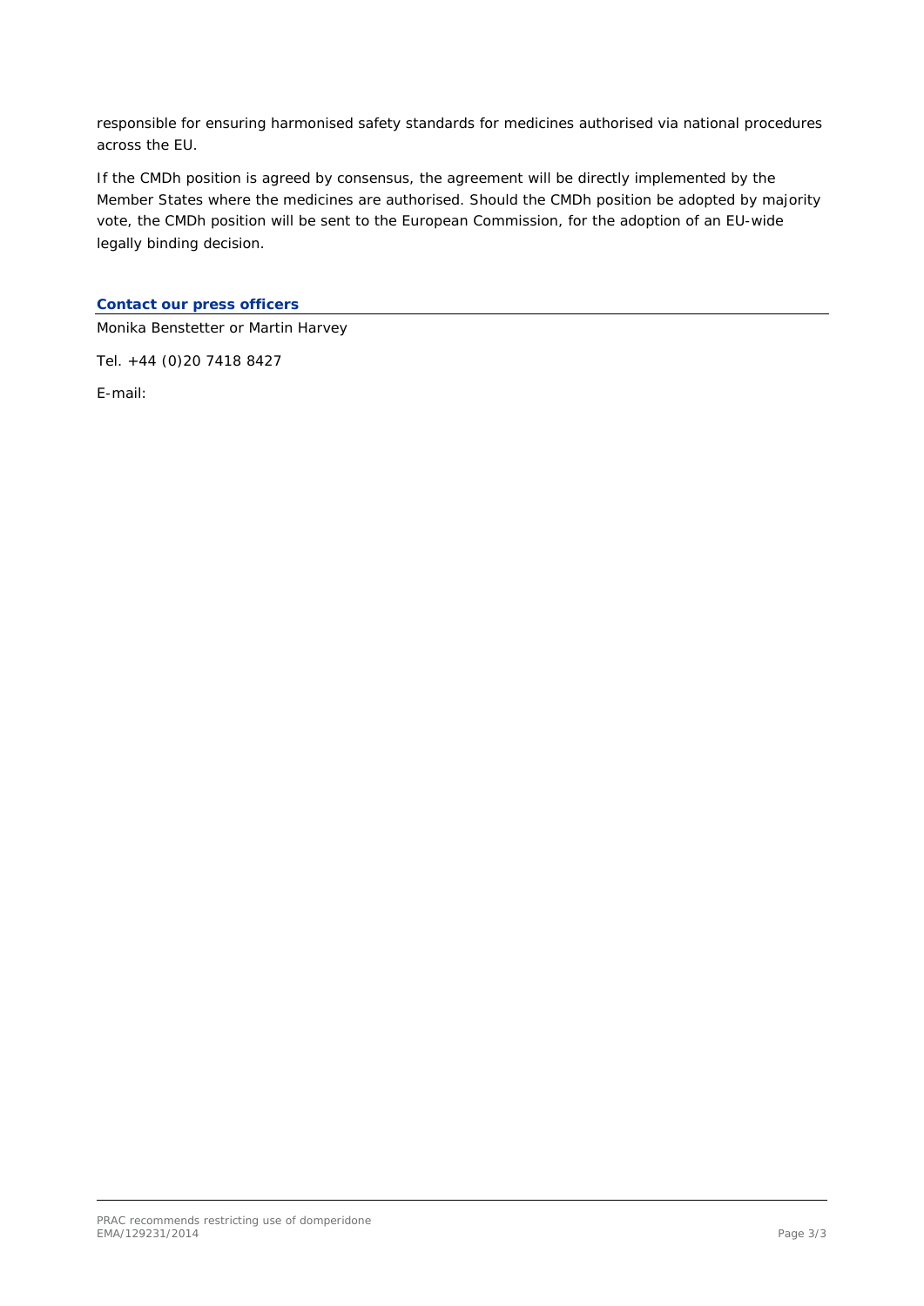responsible for ensuring harmonised safety standards for medicines authorised via national procedures across the EU.

If the CMDh position is agreed by consensus, the agreement will be directly implemented by the Member States where the medicines are authorised. Should the CMDh position be adopted by majority vote, the CMDh position will be sent to the European Commission, for the adoption of an EU-wide legally binding decision.

### Contact our press officers

Monika Benstetter or Martin Harvey

Tel. +44 (0)20 7418 8427

E-mail: